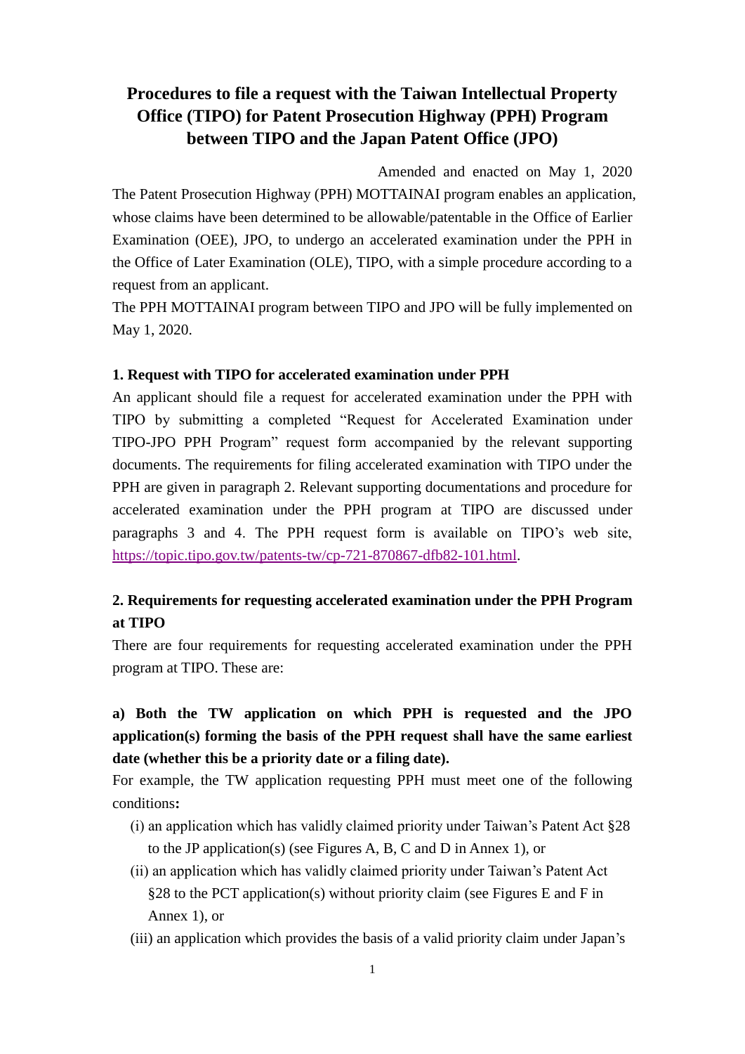# Procedures to file a request with the Taiwan Intellectual Property Office (TIPO) for Patent Prosecution Highway (PPH) Program between TIPO and the Japan Patent Office (JPO)

Amended and enacted on May 1, 2020

The Patent Prosecution Highway (PPH) MOTTAINAI program enables an application, whose claims have been determined to be allowable/patentable in the Office of Earlier Examination (OEE), JPO, to undergo an accelerated examination under the PPH in the Office of Later Examination (OLE), TIPO, with a simple procedure according to a request from an applicant.

The PPH MOTTAINAI program between TIPO and JPO will be fully implemented on May 1, 2020.

### 1. Request with TIPO for accelerated examination under PPH

An applicant should file a request for accelerated examination under the PPH with TIPO by submitting a completed "Request for Accelerated Examination under TIPO-JPO PPH Program" request form accompanied by the relevant supporting documents. The requirements for filing accelerated examination with TIPO under the PPH are given in paragraph 2. Relevant supporting documentations and procedure for accelerated examination under the PPH program at TIPO are discussed under paragraphs 3 and 4. The PPH request form is available on TIPO's web site, https://topic.tipo.gov.tw/patents-tw/cp-721-870867-dfb82-101.html.

### 2. Requirements for requesting accelerated examination under the PPH Program at TIPO

There are four requirements for requesting accelerated examination under the PPH program at TIPO. These are:

**a) Both the TW application on which PPH is requested and the JPO application(s) forming the basis of the PPH request shall have the same earliest date (whether this be a priority date or a filing date).**

For example, the TW application requesting PPH must meet one of the following conditions**:**

(i) an application which has validly claimed priority under Taiwan's Patent Act §28 to the JP application(s) (see Figures A, B, C and D in Annex 1), or

(ii) an application which has validly claimed priority under Taiwan's Patent Act §28 to the PCT application(s) without priority claim (see Figures E and F in Annex 1), or

(iii) an application which provides the basis of a valid priority claim under Japan's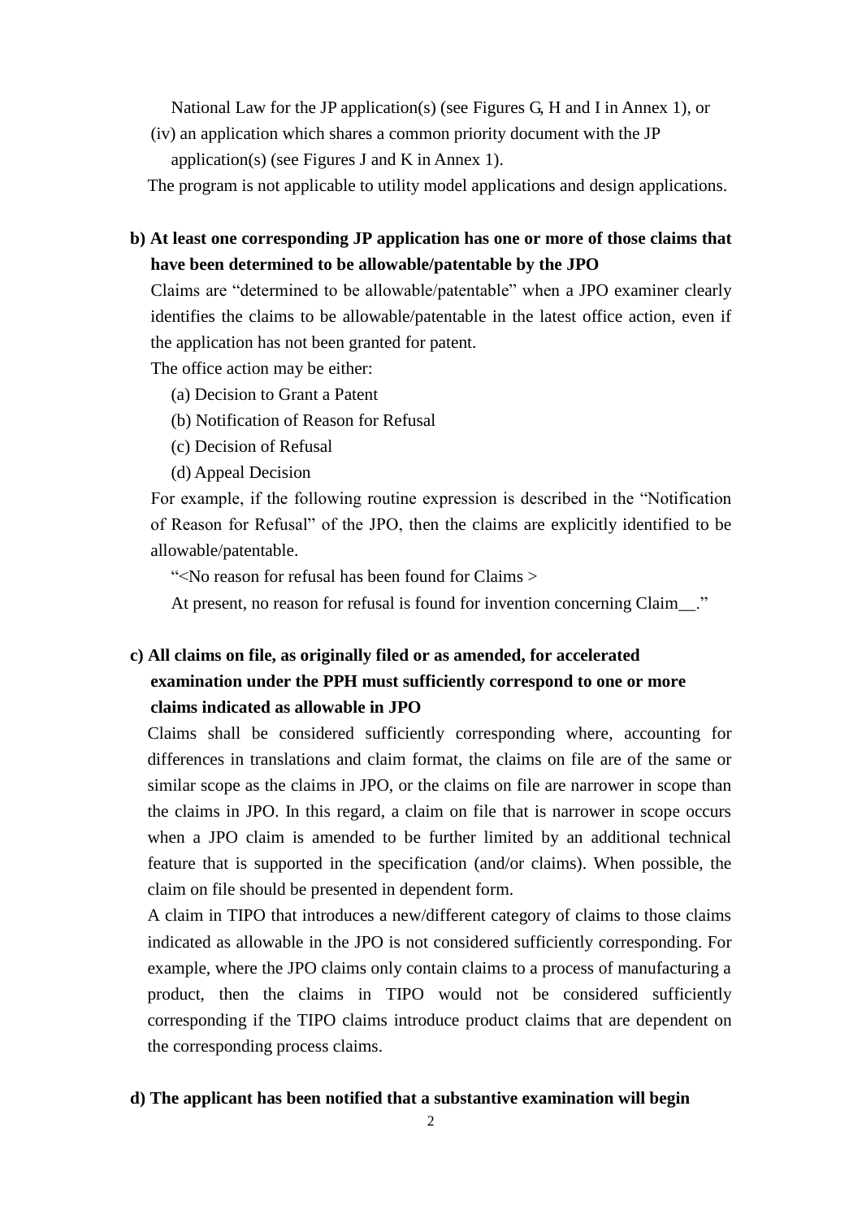National Law for the JP application(s) (see Figures G, H and I in Annex 1), or

(iv) an application which shares a common priority document with the JP application(s) (see Figures J and K in Annex 1).

The program is not applicable to utility model applications and design applications.

**b) At least one corresponding JP application has one or more of those claims that have been determined to be allowable/patentable by the JPO**

Claims are "determined to be allowable/patentable" when a JPO examiner clearly identifies the claims to be allowable/patentable in the latest office action, even if the application has not been granted for patent.

The office action may be either:

(a) Decision to Grant a Patent

(b) Notification of Reason for Refusal

(c) Decision of Refusal

(d) Appeal Decision

For example, if the following routine expression is described in the "Notification of Reason for Refusal" of the JPO, then the claims are explicitly identified to be allowable/patentable.

"<No reason for refusal has been found for Claims >

At present, no reason for refusal is found for invention concerning Claim__."

**c) All claims on file, as originally filed or as amended, for accelerated examination under the PPH must sufficiently correspond to one or more claims indicated as allowable in JPO**

Claims shall be considered sufficiently corresponding where, accounting for differences in translations and claim format, the claims on file are of the same or similar scope as the claims in JPO, or the claims on file are narrower in scope than the claims in JPO. In this regard, a claim on file that is narrower in scope occurs when a JPO claim is amended to be further limited by an additional technical feature that is supported in the specification (and/or claims). When possible, the claim on file should be presented in dependent form.

A claim in TIPO that introduces a new/different category of claims to those claims indicated as allowable in the JPO is not considered sufficiently corresponding. For example, where the JPO claims only contain claims to a process of manufacturing a product, then the claims in TIPO would not be considered sufficiently corresponding if the TIPO claims introduce product claims that are dependent on the corresponding process claims.

**d) The applicant has been notified that a substantive examination will begin**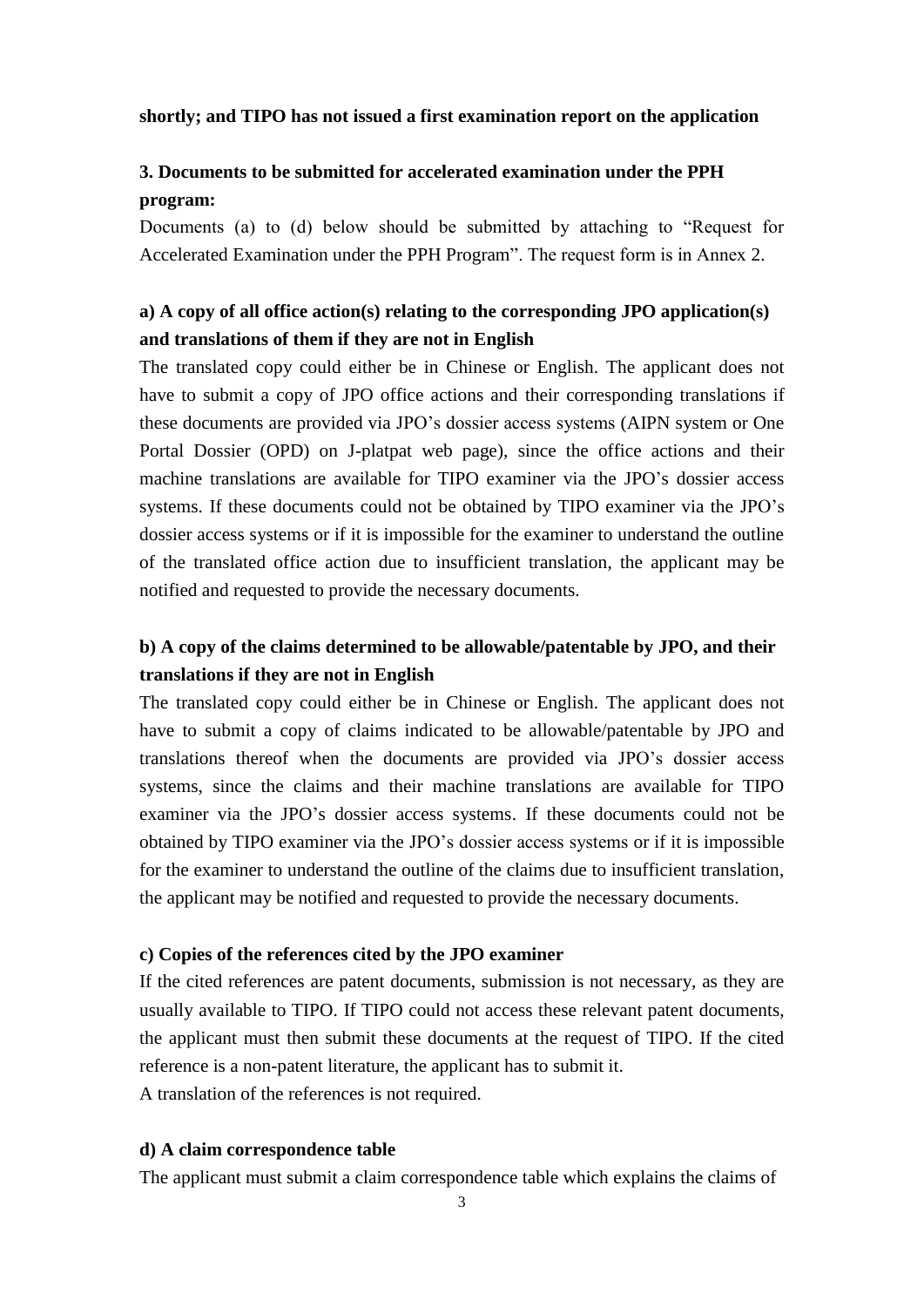**shortly; and TIPO has not issued a first examination report on the application**

### 3. Documents to be submitted for accelerated examination under the PPH program:

Documents (a) to (d) below should be submitted by attaching to "Request for Accelerated Examination under the PPH Program". The request form is in Annex 2.

#### a) A copy of all office action(s) relating to the corresponding JPO application(s) and translations of them if they are not in English

The translated copy could either be in Chinese or English. The applicant does not have to submit a copy of JPO office actions and their corresponding translations if these documents are provided via JPO's dossier access systems (AIPN system or One Portal Dossier (OPD) on J-platpat web page), since the office actions and their machine translations are available for TIPO examiner via the JPO's dossier access systems. If these documents could not be obtained by TIPO examiner via the JPO's dossier access systems or if it is impossible for the examiner to understand the outline of the translated office action due to insufficient translation, the applicant may be notified and requested to provide the necessary documents.

#### b) A copy of the claims determined to be allowable/patentable by JPO, and their translations if they are not in English

The translated copy could either be in Chinese or English. The applicant does not have to submit a copy of claims indicated to be allowable/patentable by JPO and translations thereof when the documents are provided via JPO's dossier access systems, since the claims and their machine translations are available for TIPO examiner via the JPO's dossier access systems. If these documents could not be obtained by TIPO examiner via the JPO's dossier access systems or if it is impossible for the examiner to understand the outline of the claims due to insufficient translation, the applicant may be notified and requested to provide the necessary documents.

#### c) Copies of the references cited by the JPO examiner

If the cited references are patent documents, submission is not necessary, as they are usually available to TIPO. If TIPO could not access these relevant patent documents, the applicant must then submit these documents at the request of TIPO. If the cited reference is a non-patent literature, the applicant has to submit it.

A translation of the references is not required.

#### d) A claim correspondence table

The applicant must submit a claim correspondence table which explains the claims of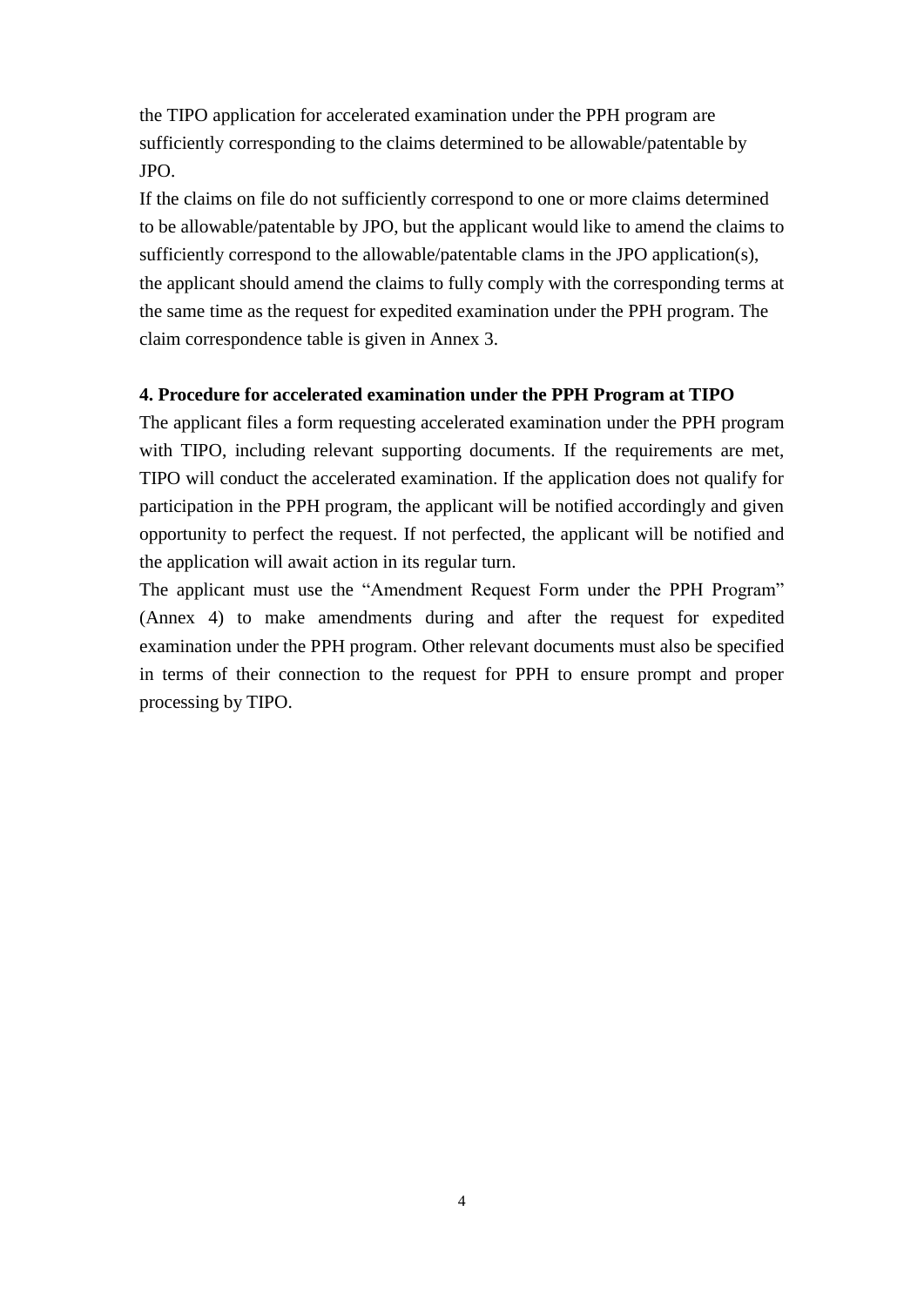the TIPO application for accelerated examination under the PPH program are sufficiently corresponding to the claims determined to be allowable/patentable by JPO.

If the claims on file do not sufficiently correspond to one or more claims determined to be allowable/patentable by JPO, but the applicant would like to amend the claims to sufficiently correspond to the allowable/patentable clams in the JPO application(s), the applicant should amend the claims to fully comply with the corresponding terms at the same time as the request for expedited examination under the PPH program. The claim correspondence table is given in Annex 3.

**4. Procedure for accelerated examination under the PPH Program at TIPO**

The applicant files a form requesting accelerated examination under the PPH program with TIPO, including relevant supporting documents. If the requirements are met, TIPO will conduct the accelerated examination. If the application does not qualify for participation in the PPH program, the applicant will be notified accordingly and given opportunity to perfect the request. If not perfected, the applicant will be notified and the application will await action in its regular turn.

The applicant must use the "Amendment Request Form under the PPH Program" (Annex 4) to make amendments during and after the request for expedited examination under the PPH program. Other relevant documents must also be specified in terms of their connection to the request for PPH to ensure prompt and proper processing by TIPO.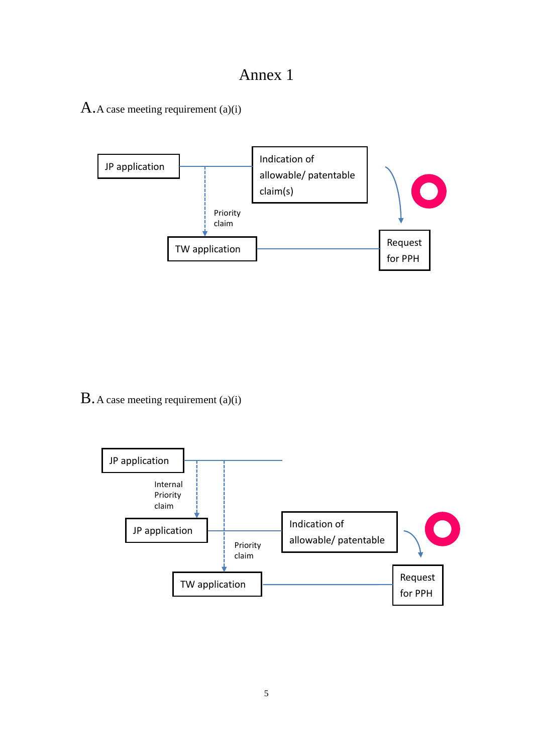# Annex 1

A. A case meeting requirement (a)(i)

JP application

Indication of allowable/ patentable claim(s)

Priority claim

TW application

Request for PPH

B. A case meeting requirement (a)(i)

JP application

Internal Priority claim

JP application

Indication of allowable/ patentable

Priority claim

TW application

Request for PPH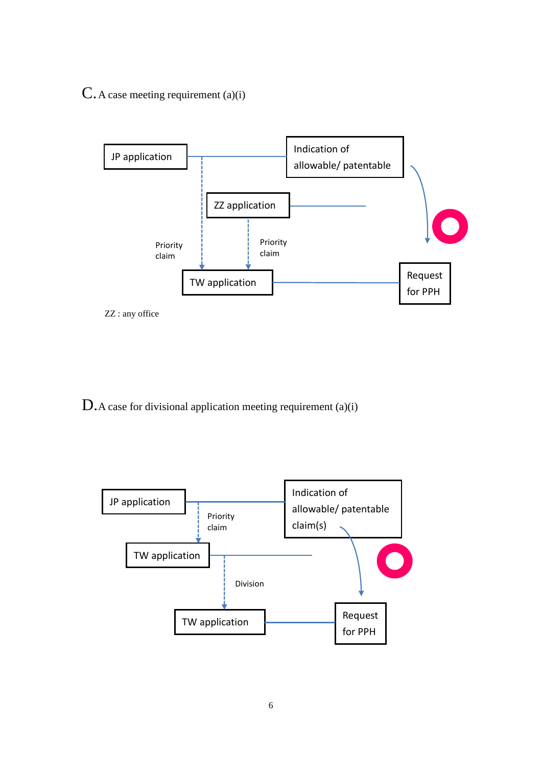C. A case meeting requirement (a)(i)

JP application

Indication of allowable/ patentable

ZZ application

Priority claim

Priority claim

TW application

Request for PPH

ZZ : any office

D. A case for divisional application meeting requirement (a)(i)

JP application

Indication of allowable/ patentable claim(s)

Priority claim

TW application

Division

TW application

Request for PPH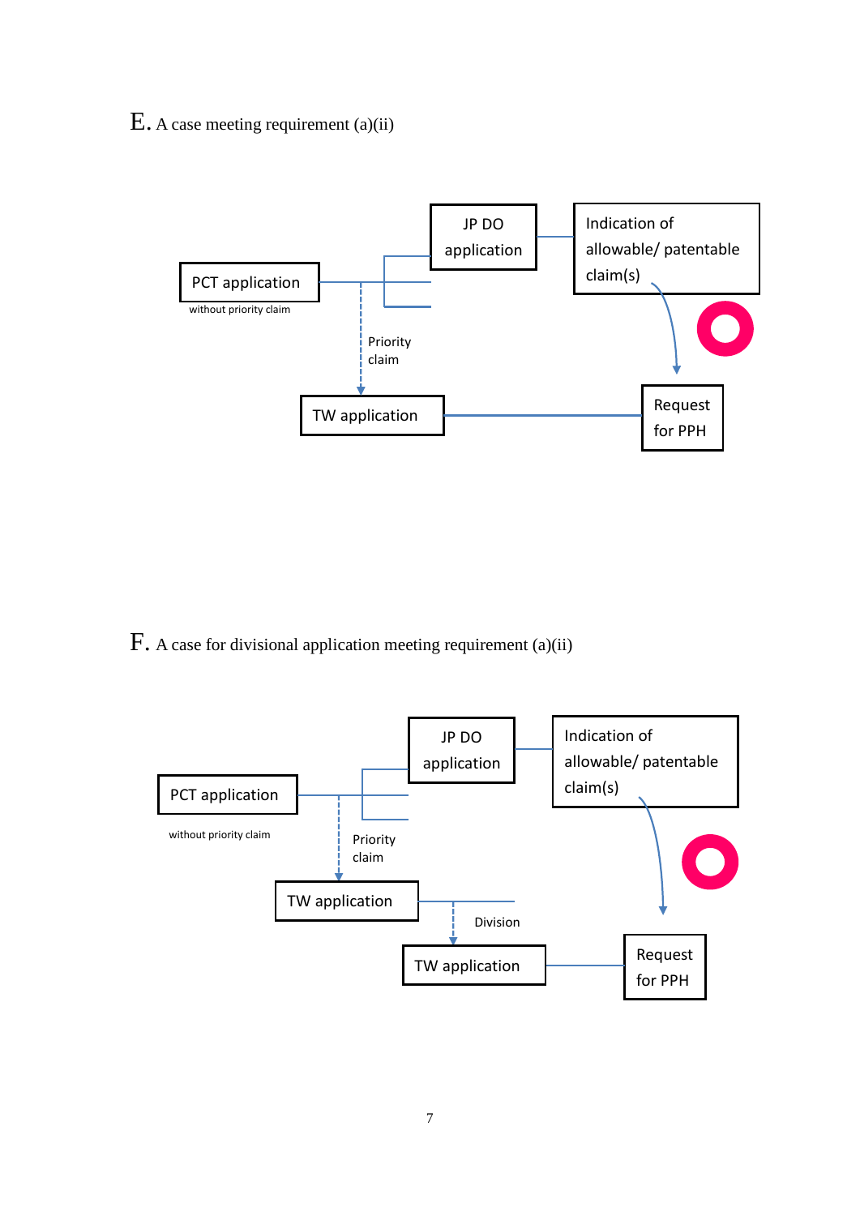E. A case meeting requirement (a)(ii)

PCT application
without priority claim

JP DO application

Indication of allowable/ patentable claim(s)

Priority claim

TW application

Request for PPH

F. A case for divisional application meeting requirement (a)(ii)

PCT application

without priority claim

JP DO application

Indication of allowable/ patentable claim(s)

Priority claim

TW application

Division

TW application

Request for PPH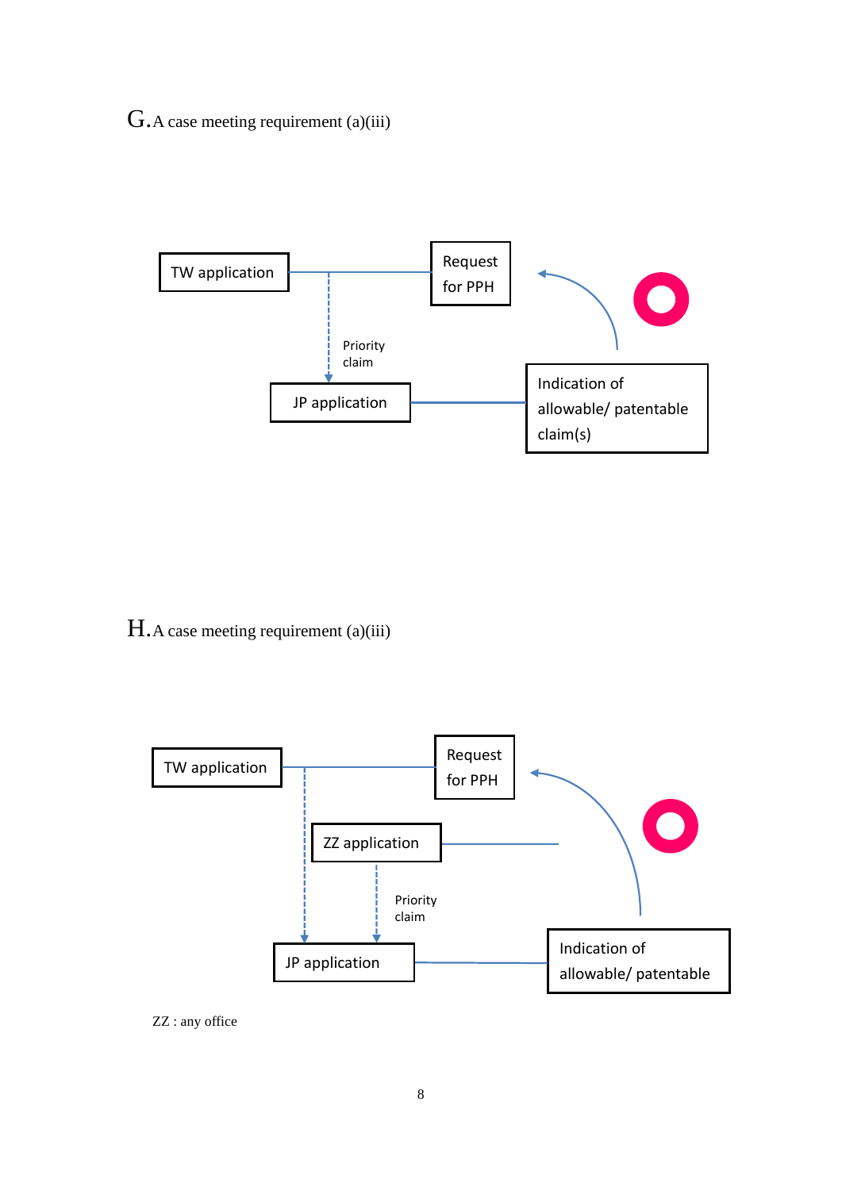## G. A case meeting requirement (a)(iii)

TW application

Request for PPH

Priority claim

JP application

Indication of allowable/ patentable claim(s)

## H. A case meeting requirement (a)(iii)

TW application

Request for PPH

ZZ application

Priority claim

JP application

Indication of allowable/ patentable

ZZ : any office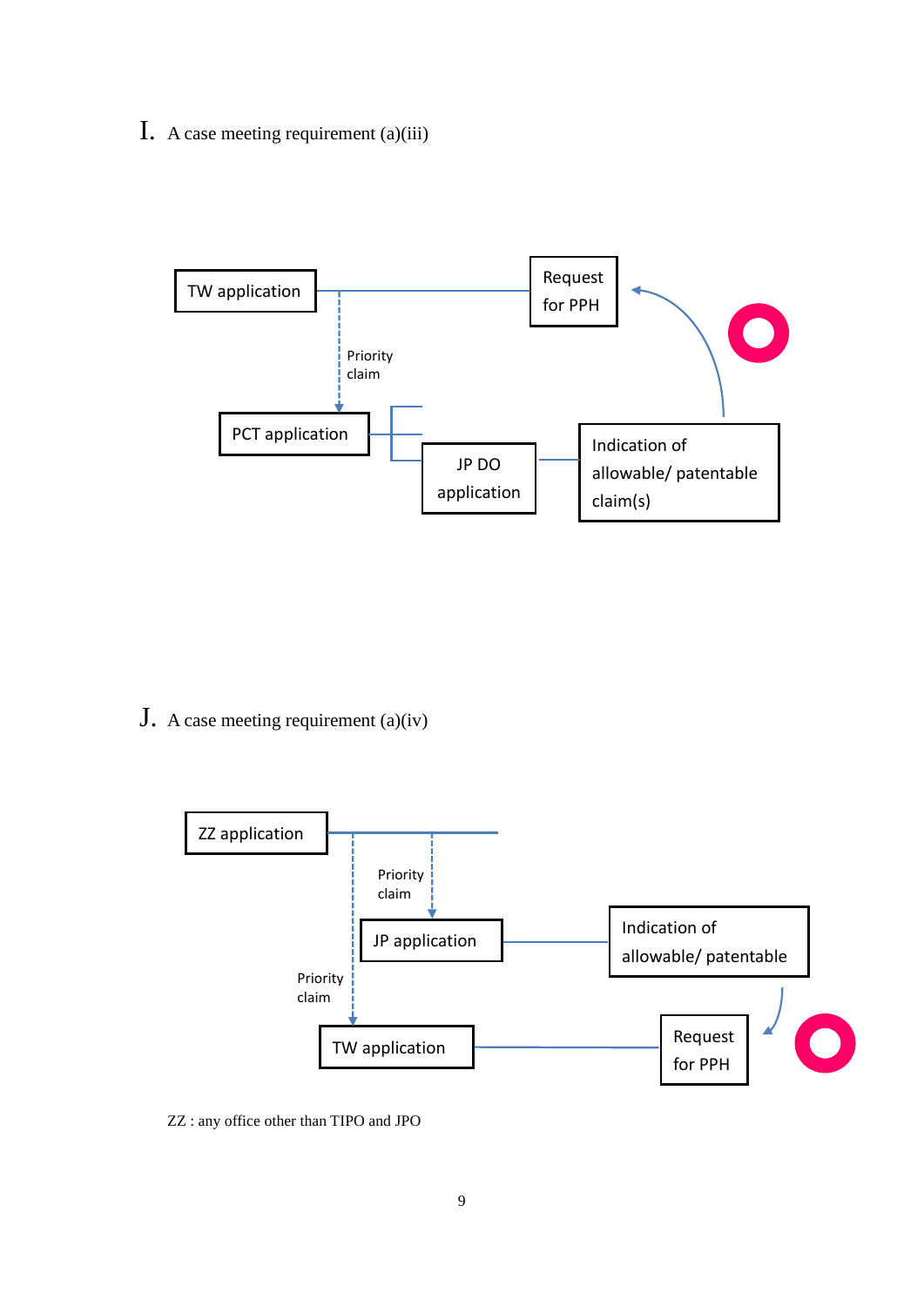## I. A case meeting requirement (a)(iii)

TW application

Request for PPH

Priority claim

PCT application

JP DO application

Indication of allowable/ patentable claim(s)

## J. A case meeting requirement (a)(iv)

ZZ application

Priority claim

JP application

Indication of allowable/ patentable

Priority claim

TW application

Request for PPH

ZZ : any office other than TIPO and JPO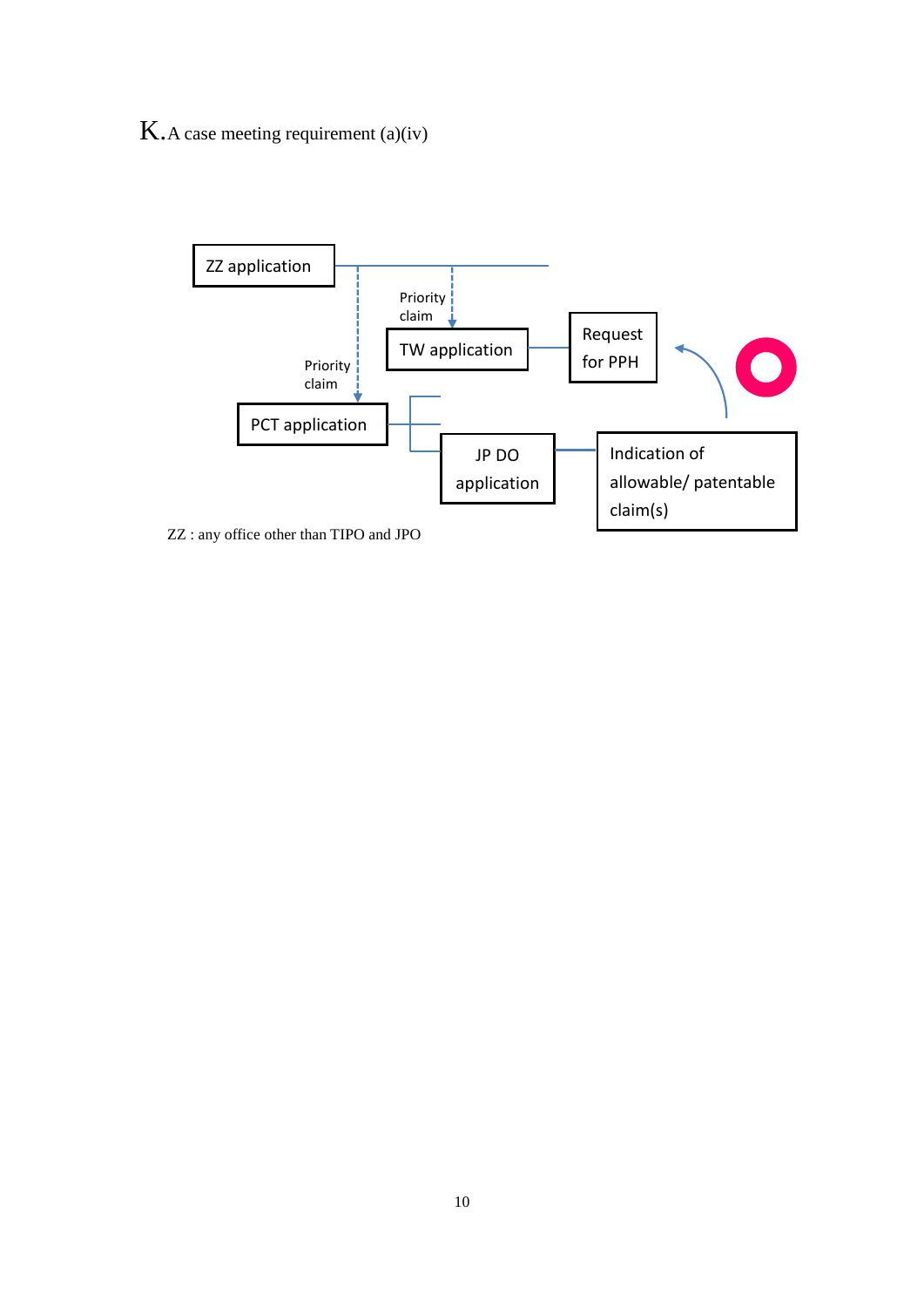## K. A case meeting requirement (a)(iv)

ZZ application

Priority claim

TW application

Request for PPH

Priority claim

PCT application

JP DO application

Indication of allowable/ patentable claim(s)

ZZ : any office other than TIPO and JPO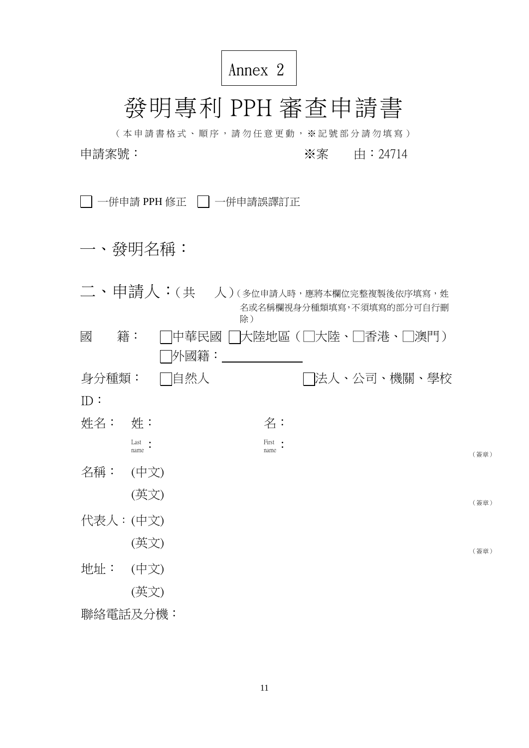Annex 2

# 發明專利 PPH 審查申請書

（本申請書格式、順序，請勿任意更動，※記號部分請勿填寫）

申請案號： ※案　　由：24714

☐ 一併申請 PPH 修正　☐ 一併申請誤譯訂正

## 一、發明名稱：

## 二、申請人：（共　　人）

（多位申請人時，應將本欄位完整複製後依序填寫，姓名或名稱欄視身分種類填寫，不須填寫的部分可自行刪除）

國　　籍：　☐中華民國　☐大陸地區（☐大陸、☐香港、☐澳門）

☐外國籍：＿＿＿＿＿＿

身分種類：　☐自然人　　　　☐法人、公司、機關、學校

ID：

姓名：　姓：　　　　　　　名：

Last name：　　　　　　First name：　　　　　　　　（簽章）

名稱：　(中文)

(英文)　　　　　　　　　　　　　　　　　　　　　（簽章）

代表人：(中文)

(英文)　　　　　　　　　　　　　　　　　　　　　（簽章）

地址：　(中文)

(英文)

聯絡電話及分機：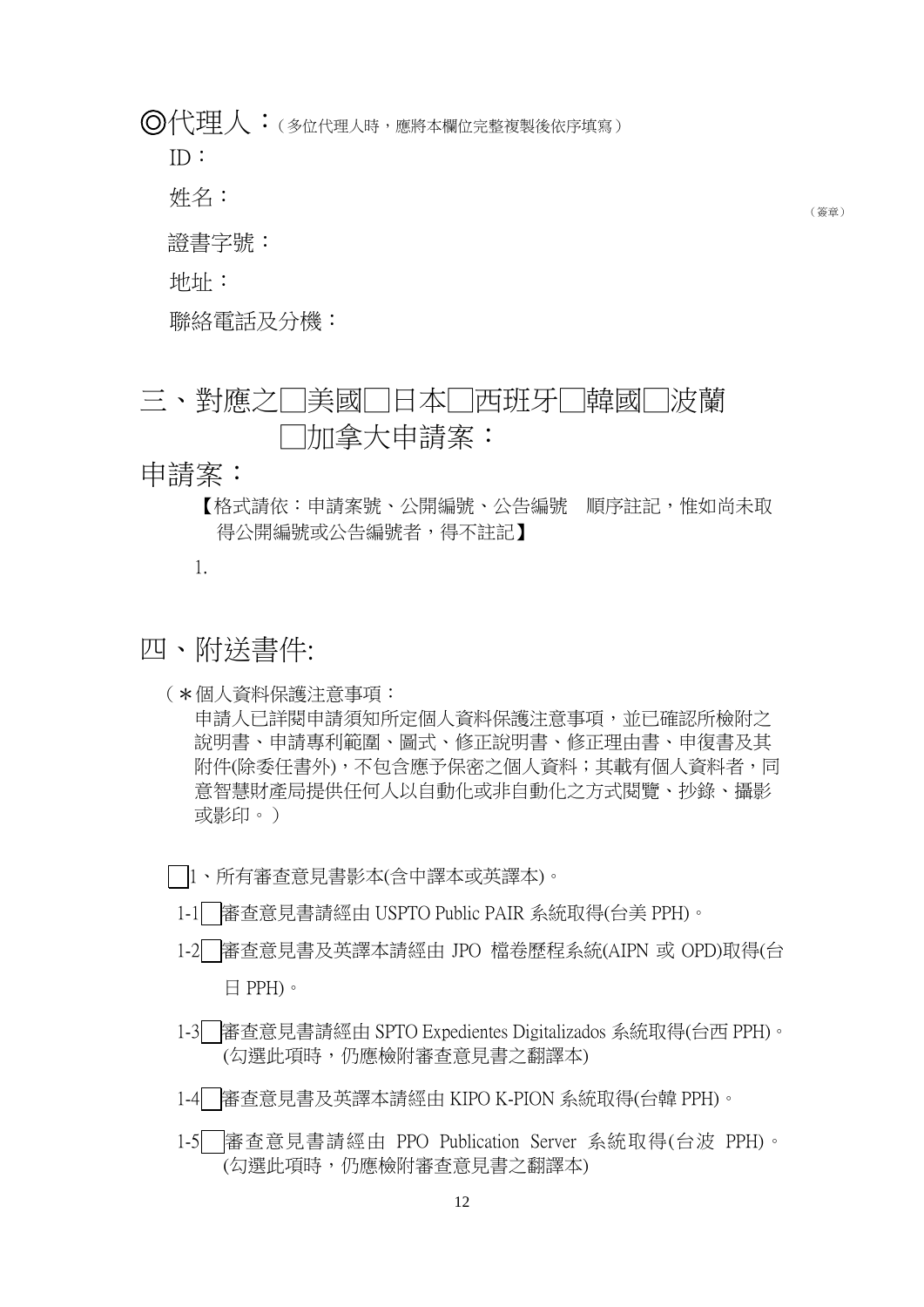◎代理人：（多位代理人時，應將本欄位完整複製後依序填寫）

ID：

姓名：　　　　　　　　　　　　　　　　　　　　　　　　　　　　　　（簽章）

證書字號：

地址：

聯絡電話及分機：

## 三、對應之□美國□日本□西班牙□韓國□波蘭□加拿大申請案：

## 申請案：

【格式請依：申請案號、公開編號、公告編號　順序註記，惟如尚未取得公開編號或公告編號者，得不註記】

1.

## 四、附送書件:

（＊個人資料保護注意事項：
申請人已詳閱申請須知所定個人資料保護注意事項，並已確認所檢附之說明書、申請專利範圍、圖式、修正說明書、修正理由書、申復書及其附件(除委任書外)，不包含應予保密之個人資料；其載有個人資料者，同意智慧財產局提供任何人以自動化或非自動化之方式閱覽、抄錄、攝影或影印。）

□1、所有審查意見書影本(含中譯本或英譯本)。

1-1□審查意見書請經由 USPTO Public PAIR 系統取得(台美 PPH)。

1-2□審查意見書及英譯本請經由 JPO 檔卷歷程系統(AIPN 或 OPD)取得(台日 PPH)。

1-3□審查意見書請經由 SPTO Expedientes Digitalizados 系統取得(台西 PPH)。(勾選此項時，仍應檢附審查意見書之翻譯本)

1-4□審查意見書及英譯本請經由 KIPO K-PION 系統取得(台韓 PPH)。

1-5□審查意見書請經由 PPO Publication Server 系統取得(台波 PPH)。(勾選此項時，仍應檢附審查意見書之翻譯本)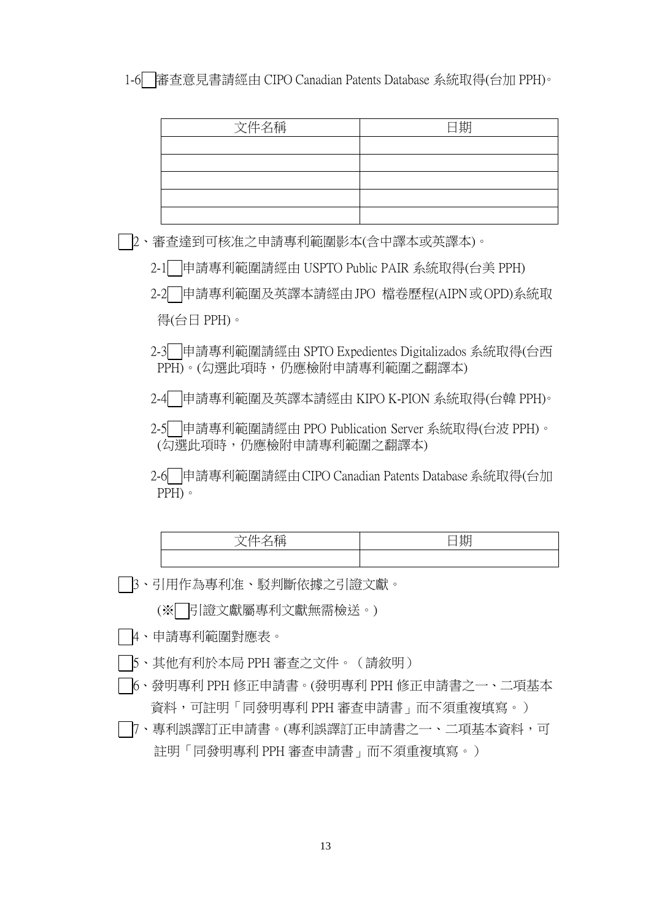1-6□審查意見書請經由 CIPO Canadian Patents Database 系統取得(台加 PPH)。

| 文件名稱 | 日期 |
|---|---|
| | |
| | |
| | |
| | |
| | |

□2、審查達到可核准之申請專利範圍影本(含中譯本或英譯本)。

2-1□申請專利範圍請經由 USPTO Public PAIR 系統取得(台美 PPH)

2-2□申請專利範圍及英譯本請經由JPO 檔卷歷程(AIPN或OPD)系統取得(台日 PPH)。

2-3□申請專利範圍請經由 SPTO Expedientes Digitalizados 系統取得(台西 PPH)。(勾選此項時，仍應檢附申請專利範圍之翻譯本)

2-4□申請專利範圍及英譯本請經由 KIPO K-PION 系統取得(台韓 PPH)。

2-5□申請專利範圍請經由 PPO Publication Server 系統取得(台波 PPH)。(勾選此項時，仍應檢附申請專利範圍之翻譯本)

2-6□申請專利範圍請經由CIPO Canadian Patents Database系統取得(台加 PPH)。

| 文件名稱 | 日期 |
|---|---|
| | |

□3、引用作為專利准、駁判斷依據之引證文獻。

(※□引證文獻屬專利文獻無需檢送。)

□4、申請專利範圍對應表。

□5、其他有利於本局 PPH 審查之文件。（請敘明）

□6、發明專利 PPH 修正申請書。(發明專利 PPH 修正申請書之一、二項基本資料，可註明「同發明專利 PPH 審查申請書」而不須重複填寫。)

□7、專利誤譯訂正申請書。(專利誤譯訂正申請書之一、二項基本資料，可註明「同發明專利 PPH 審查申請書」而不須重複填寫。)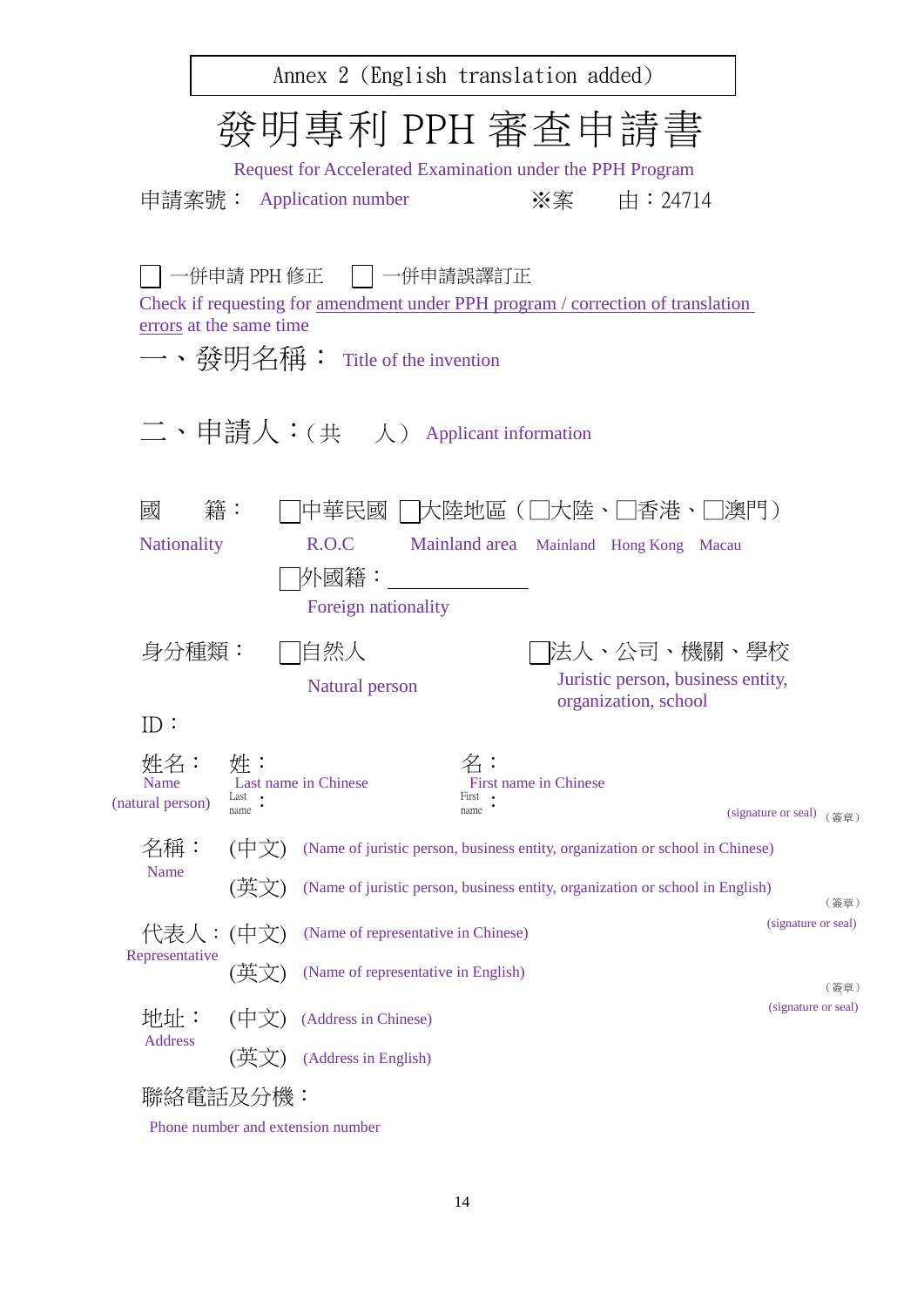Annex 2（English translation added）

# 發明專利 PPH 審查申請書

Request for Accelerated Examination under the PPH Program

申請案號： Application number　　　　※案　　由：24714

☐ 一併申請 PPH 修正　☐ 一併申請誤譯訂正

Check if requesting for amendment under PPH program / correction of translation errors at the same time

## 一、發明名稱： Title of the invention

## 二、申請人：(共　　人) Applicant information

國　　籍： ☐中華民國 ☐大陸地區（☐大陸、☐香港、☐澳門）

Nationality　　R.O.C　　Mainland area　Mainland　Hong Kong　Macau

☐外國籍：\_\_\_\_\_\_\_\_\_\_\_\_\_\_\_\_

Foreign nationality

身分種類： ☐自然人　　☐法人、公司、機關、學校

Natural person　　Juristic person, business entity, organization, school

ID：

姓名：　姓：　　　　　　　　名：
Name　Last name in Chinese　　First name in Chinese
(natural person)　Last name：　　First name：　　(signature or seal)（簽章）

名稱：(中文) (Name of juristic person, business entity, organization or school in Chinese)
Name
(英文) (Name of juristic person, business entity, organization or school in English)　（簽章）(signature or seal)

代表人：(中文) (Name of representative in Chinese)
Representative
(英文) (Name of representative in English)　（簽章）(signature or seal)

地址：(中文) (Address in Chinese)
Address
(英文) (Address in English)

聯絡電話及分機：

Phone number and extension number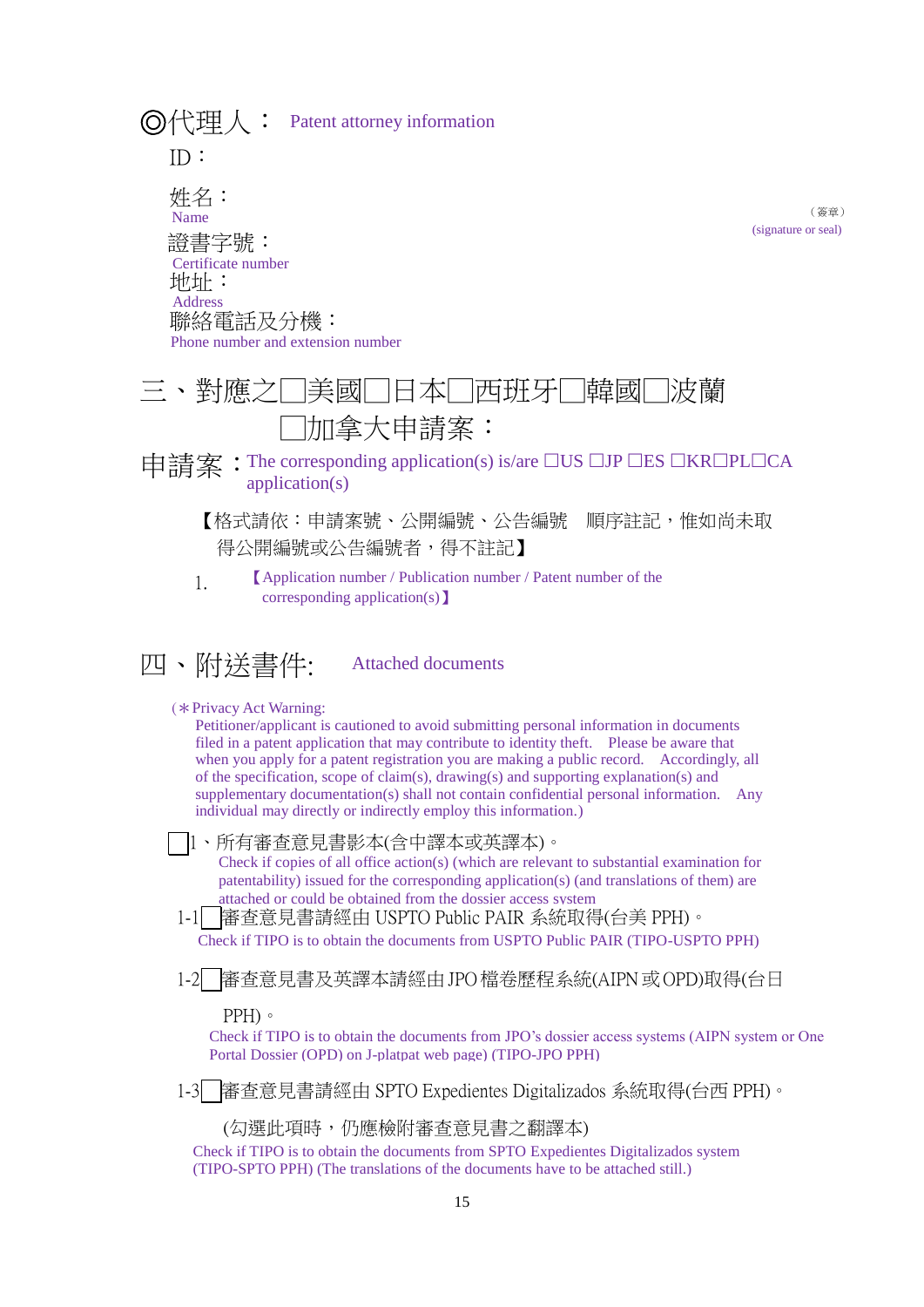◎代理人： Patent attorney information

ID：

姓名：
Name

（簽章）
(signature or seal)

證書字號：
Certificate number

地址：
Address

聯絡電話及分機：
Phone number and extension number

## 三、對應之□美國□日本□西班牙□韓國□波蘭□加拿大申請案：

申請案：The corresponding application(s) is/are □US □JP □ES □KR□PL□CA application(s)

【格式請依：申請案號、公開編號、公告編號　順序註記，惟如尚未取得公開編號或公告編號者，得不註記】

1. 【Application number / Publication number / Patent number of the corresponding application(s)】

## 四、附送書件: Attached documents

(＊Privacy Act Warning:
Petitioner/applicant is cautioned to avoid submitting personal information in documents filed in a patent application that may contribute to identity theft. Please be aware that when you apply for a patent registration you are making a public record. Accordingly, all of the specification, scope of claim(s), drawing(s) and supporting explanation(s) and supplementary documentation(s) shall not contain confidential personal information. Any individual may directly or indirectly employ this information.)

□1、所有審查意見書影本(含中譯本或英譯本)。
Check if copies of all office action(s) (which are relevant to substantial examination for patentability) issued for the corresponding application(s) (and translations of them) are attached or could be obtained from the dossier access system

1-1□審查意見書請經由 USPTO Public PAIR 系統取得(台美 PPH)。
Check if TIPO is to obtain the documents from USPTO Public PAIR (TIPO-USPTO PPH)

1-2□審查意見書及英譯本請經由 JPO 檔卷歷程系統(AIPN 或 OPD)取得(台日 PPH)。
Check if TIPO is to obtain the documents from JPO's dossier access systems (AIPN system or One Portal Dossier (OPD) on J-platpat web page) (TIPO-JPO PPH)

1-3□審查意見書請經由 SPTO Expedientes Digitalizados 系統取得(台西 PPH)。
(勾選此項時，仍應檢附審查意見書之翻譯本)
Check if TIPO is to obtain the documents from SPTO Expedientes Digitalizados system (TIPO-SPTO PPH) (The translations of the documents have to be attached still.)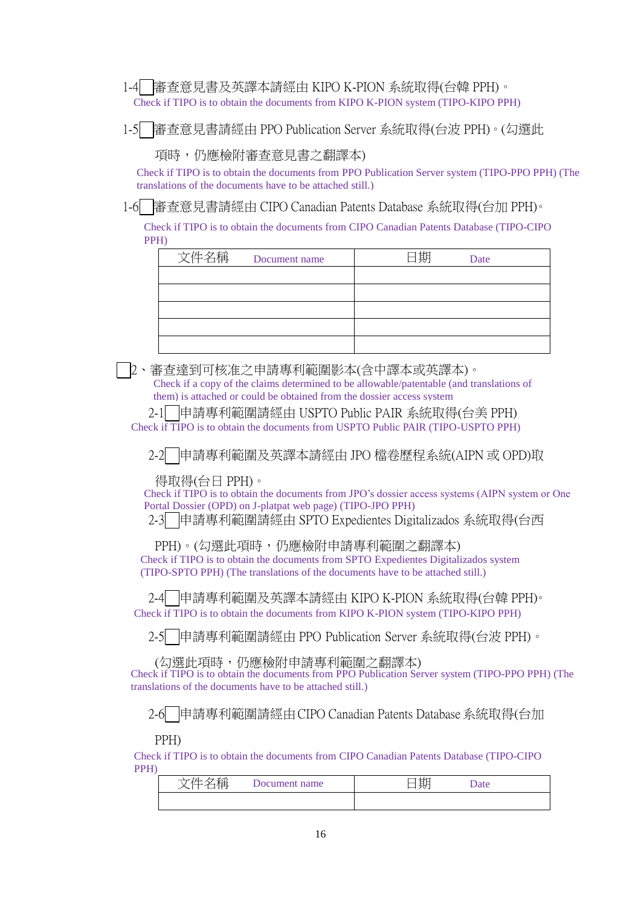1-4☐審查意見書及英譯本請經由 KIPO K-PION 系統取得(台韓 PPH)。
Check if TIPO is to obtain the documents from KIPO K-PION system (TIPO-KIPO PPH)

1-5☐審查意見書請經由 PPO Publication Server 系統取得(台波 PPH)。(勾選此項時，仍應檢附審查意見書之翻譯本)
Check if TIPO is to obtain the documents from PPO Publication Server system (TIPO-PPO PPH) (The translations of the documents have to be attached still.)

1-6☐審查意見書請經由 CIPO Canadian Patents Database 系統取得(台加 PPH)。
Check if TIPO is to obtain the documents from CIPO Canadian Patents Database (TIPO-CIPO PPH)

| 文件名稱 Document name | 日期 Date |
|---|---|
| | |
| | |
| | |
| | |
| | |

☐2、審查達到可核准之申請專利範圍影本(含中譯本或英譯本)。
Check if a copy of the claims determined to be allowable/patentable (and translations of them) is attached or could be obtained from the dossier access system

2-1☐申請專利範圍請經由 USPTO Public PAIR 系統取得(台美 PPH)
Check if TIPO is to obtain the documents from USPTO Public PAIR (TIPO-USPTO PPH)

2-2☐申請專利範圍及英譯本請經由 JPO 檔卷歷程系統(AIPN 或 OPD)取得取得(台日 PPH)。
Check if TIPO is to obtain the documents from JPO's dossier access systems (AIPN system or One Portal Dossier (OPD) on J-platpat web page) (TIPO-JPO PPH)

2-3☐申請專利範圍請經由 SPTO Expedientes Digitalizados 系統取得(台西 PPH)。(勾選此項時，仍應檢附申請專利範圍之翻譯本)
Check if TIPO is to obtain the documents from SPTO Expedientes Digitalizados system (TIPO-SPTO PPH) (The translations of the documents have to be attached still.)

2-4☐申請專利範圍及英譯本請經由 KIPO K-PION 系統取得(台韓 PPH)。
Check if TIPO is to obtain the documents from KIPO K-PION system (TIPO-KIPO PPH)

2-5☐申請專利範圍請經由 PPO Publication Server 系統取得(台波 PPH)。(勾選此項時，仍應檢附申請專利範圍之翻譯本)
Check if TIPO is to obtain the documents from PPO Publication Server system (TIPO-PPO PPH) (The translations of the documents have to be attached still.)

2-6☐申請專利範圍請經由 CIPO Canadian Patents Database 系統取得(台加 PPH)
Check if TIPO is to obtain the documents from CIPO Canadian Patents Database (TIPO-CIPO PPH)

| 文件名稱 Document name | 日期 Date |
|---|---|
| | |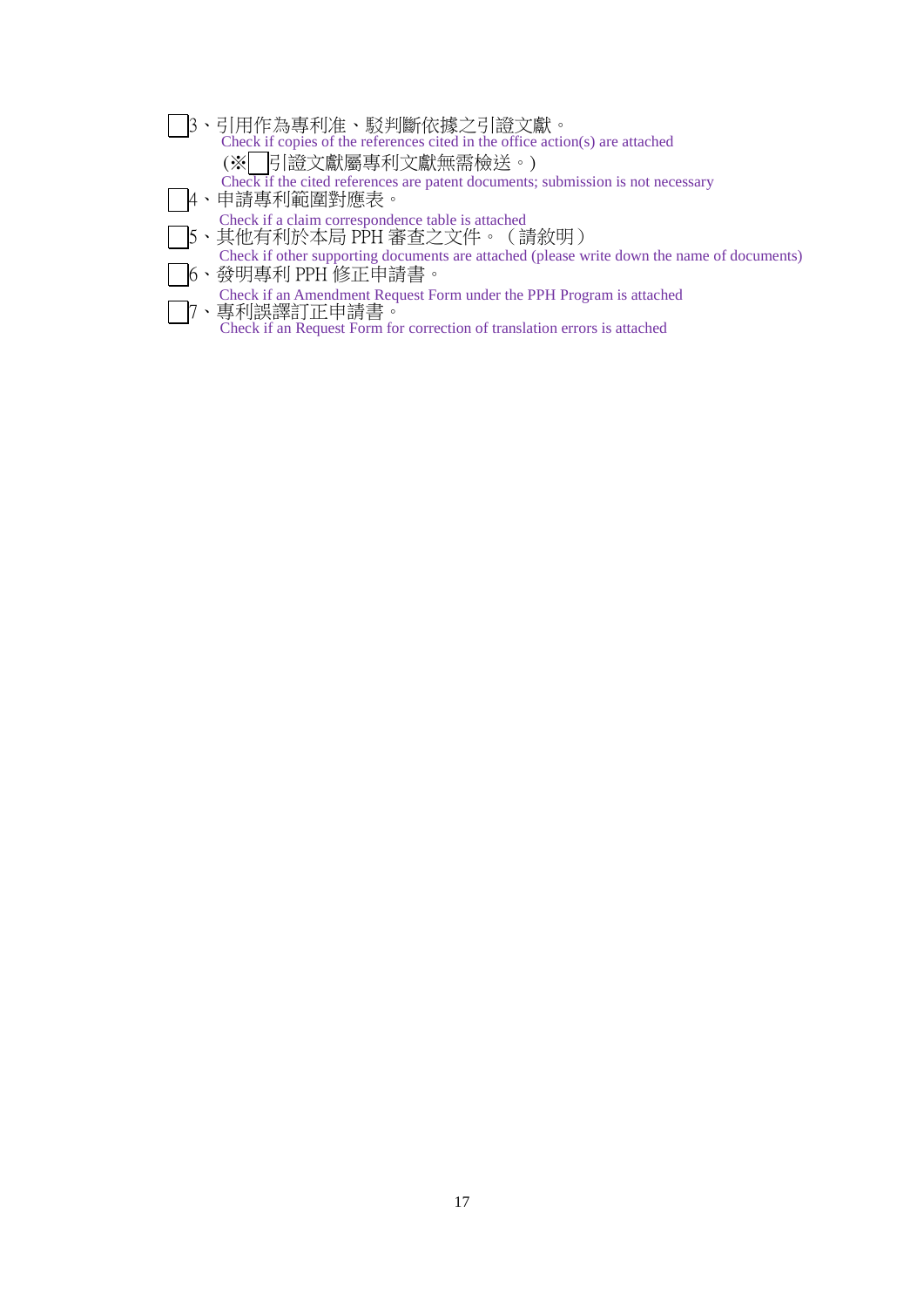☐ 3、引用作為專利准、駁判斷依據之引證文獻。
Check if copies of the references cited in the office action(s) are attached
(※☐ 引證文獻屬專利文獻無需檢送。)
Check if the cited references are patent documents; submission is not necessary

☐ 4、申請專利範圍對應表。
Check if a claim correspondence table is attached

☐ 5、其他有利於本局 PPH 審查之文件。（請敘明）
Check if other supporting documents are attached (please write down the name of documents)

☐ 6、發明專利 PPH 修正申請書。
Check if an Amendment Request Form under the PPH Program is attached

☐ 7、專利誤譯訂正申請書。
Check if an Request Form for correction of translation errors is attached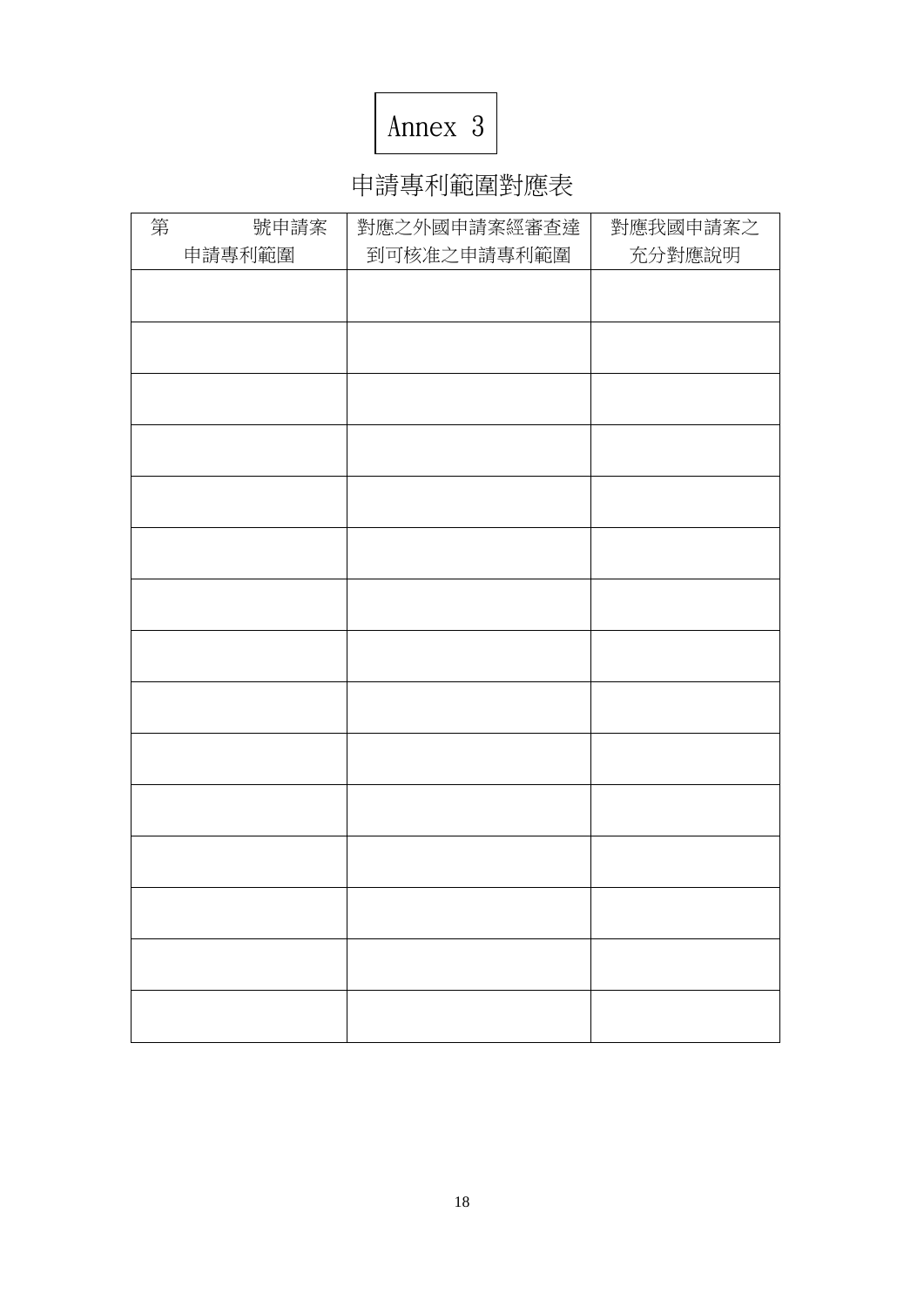Annex 3

# 申請專利範圍對應表

| 第　　　號申請案<br>申請專利範圍 | 對應之外國申請案經審查達<br>到可核准之申請專利範圍 | 對應我國申請案之<br>充分對應說明 |
|---|---|---|
| | | |
| | | |
| | | |
| | | |
| | | |
| | | |
| | | |
| | | |
| | | |
| | | |
| | | |
| | | |
| | | |
| | | |
| | | |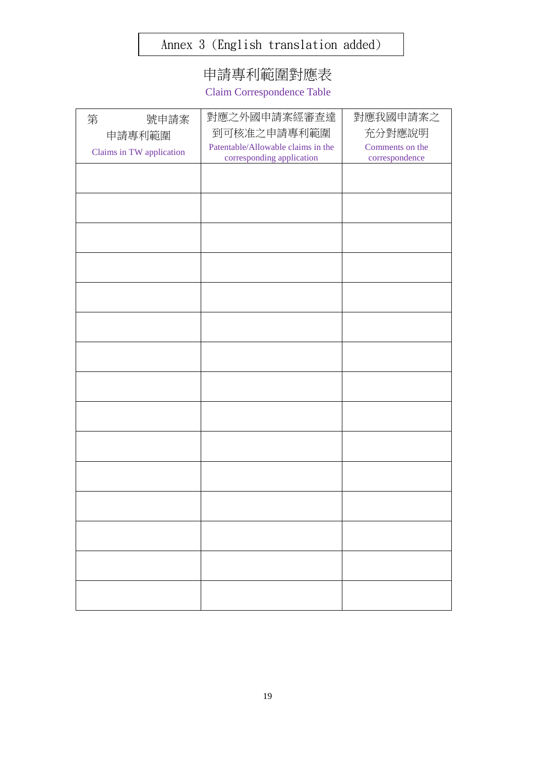Annex 3 (English translation added)

# 申請專利範圍對應表

Claim Correspondence Table

| 第　　　　號申請案申請專利範圍 Claims in TW application | 對應之外國申請案經審查達到可核准之申請專利範圍 Patentable/Allowable claims in the corresponding application | 對應我國申請案之充分對應說明 Comments on the correspondence |
|---|---|---|
| | | |
| | | |
| | | |
| | | |
| | | |
| | | |
| | | |
| | | |
| | | |
| | | |
| | | |
| | | |
| | | |
| | | |
| | | |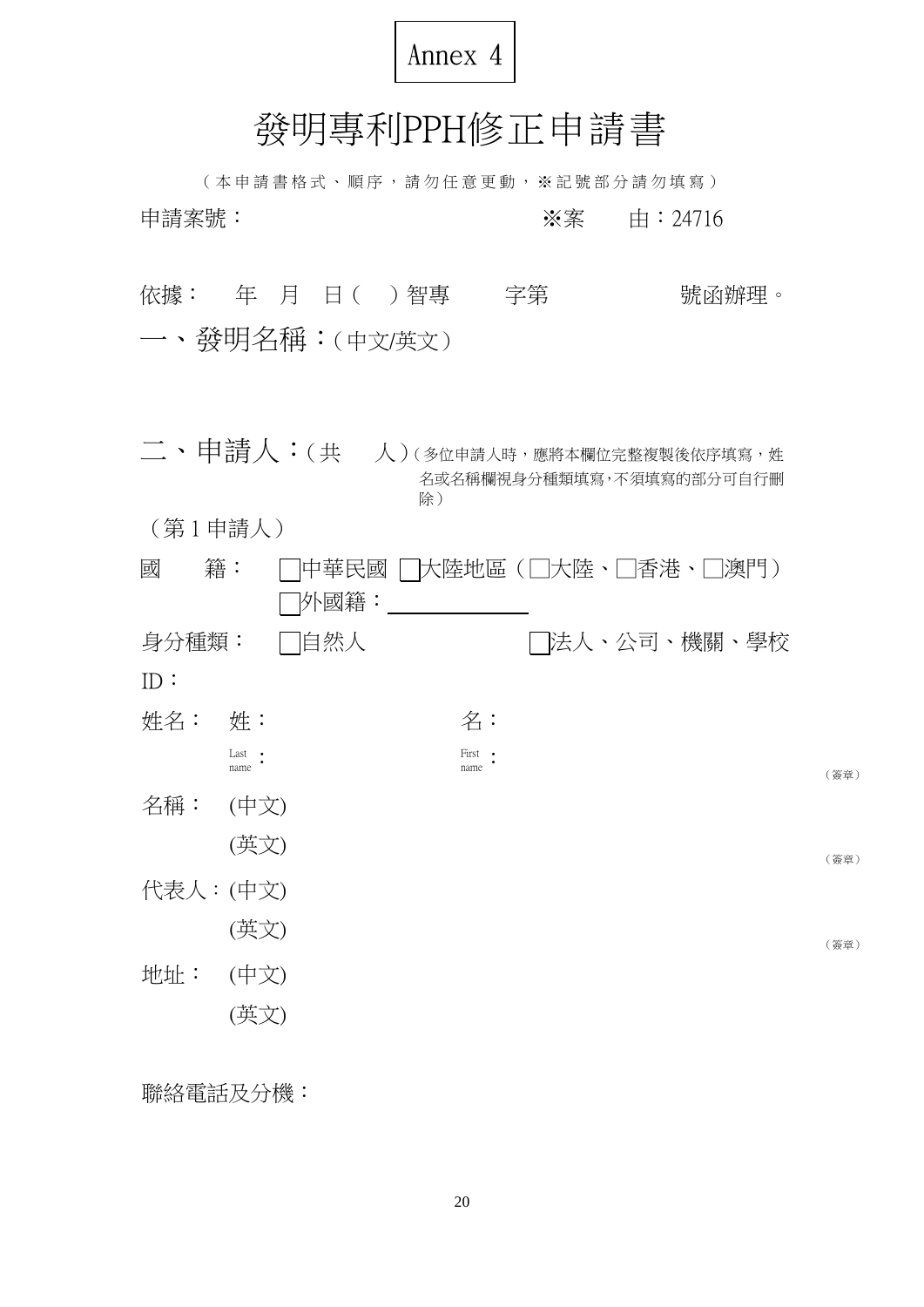Annex 4

# 發明專利PPH修正申請書

（本申請書格式、順序，請勿任意更動，※記號部分請勿填寫）

申請案號： ※案　由：24716

依據：　年　月　日（　）智專　　字第　　　　號函辦理。

## 一、發明名稱：（中文/英文）

## 二、申請人：（共　人）（多位申請人時，應將本欄位完整複製後依序填寫，姓名或名稱欄視身分種類填寫，不須填寫的部分可自行刪除）

（第 1 申請人）

國　籍：　□中華民國　□大陸地區（□大陸、□香港、□澳門）
　　　　　□外國籍：＿＿＿＿＿＿

身分種類：　□自然人　　　　　　□法人、公司、機關、學校

ID：

姓名：　姓：　　　　　　名：

　　　　Last name：　　　First name：　　　　（簽章）

名稱：　(中文)

　　　　(英文)　　　　　　　　　　　　　　　（簽章）

代表人：(中文)

　　　　(英文)　　　　　　　　　　　　　　　（簽章）

地址：　(中文)

　　　　(英文)

聯絡電話及分機：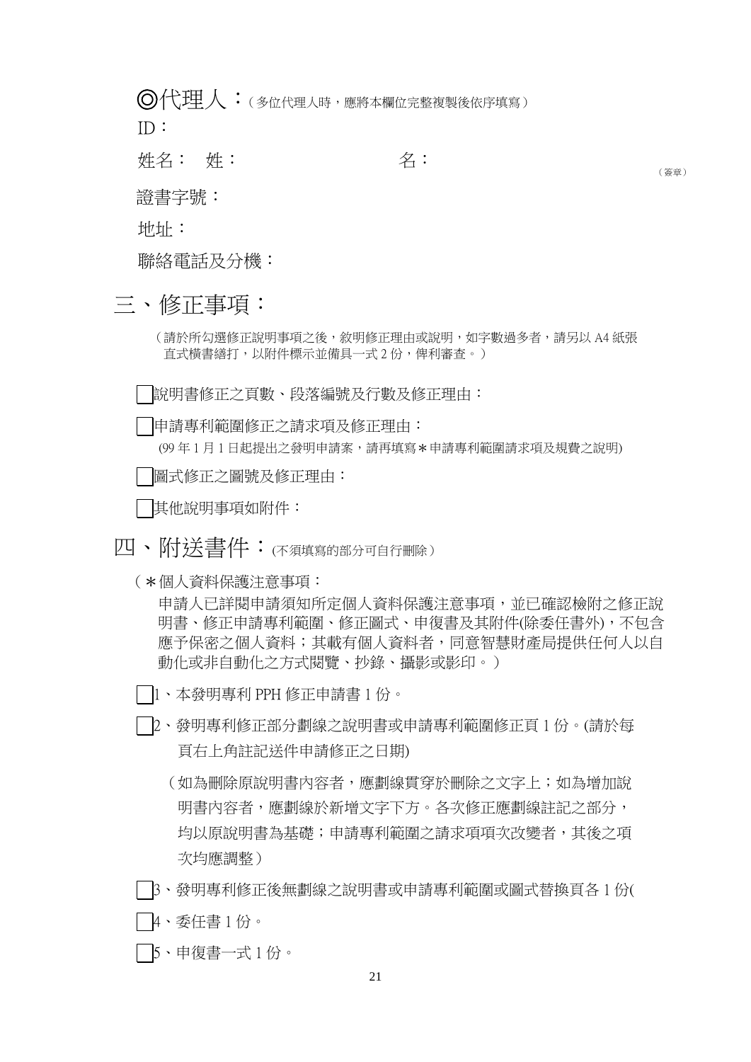◎代理人：（多位代理人時，應將本欄位完整複製後依序填寫）

ID：

姓名： 姓： 名： （簽章）

證書字號：

地址：

聯絡電話及分機：

## 三、修正事項：

（請於所勾選修正說明事項之後，敘明修正理由或說明，如字數過多者，請另以 A4 紙張直式橫書繕打，以附件標示並備具一式 2 份，俾利審查。）

☐說明書修正之頁數、段落編號及行數及修正理由：

☐申請專利範圍修正之請求項及修正理由：

(99 年 1 月 1 日起提出之發明申請案，請再填寫＊申請專利範圍請求項及規費之說明)

☐圖式修正之圖號及修正理由：

☐其他說明事項如附件：

## 四、附送書件：(不須填寫的部分可自行刪除）

（＊個人資料保護注意事項：

申請人已詳閱申請須知所定個人資料保護注意事項，並已確認檢附之修正說明書、修正申請專利範圍、修正圖式、申復書及其附件(除委任書外)，不包含應予保密之個人資料；其載有個人資料者，同意智慧財產局提供任何人以自動化或非自動化之方式閱覽、抄錄、攝影或影印。）

☐1、本發明專利 PPH 修正申請書 1 份。

☐2、發明專利修正部分劃線之說明書或申請專利範圍修正頁 1 份。(請於每頁右上角註記送件申請修正之日期)

（如為刪除原說明書內容者，應劃線貫穿於刪除之文字上；如為增加說明書內容者，應劃線於新增文字下方。各次修正應劃線註記之部分，均以原說明書為基礎；申請專利範圍之請求項項次改變者，其後之項次均應調整）

☐3、發明專利修正後無劃線之說明書或申請專利範圍或圖式替換頁各 1 份(

☐4、委任書 1 份。

☐5、申復書一式 1 份。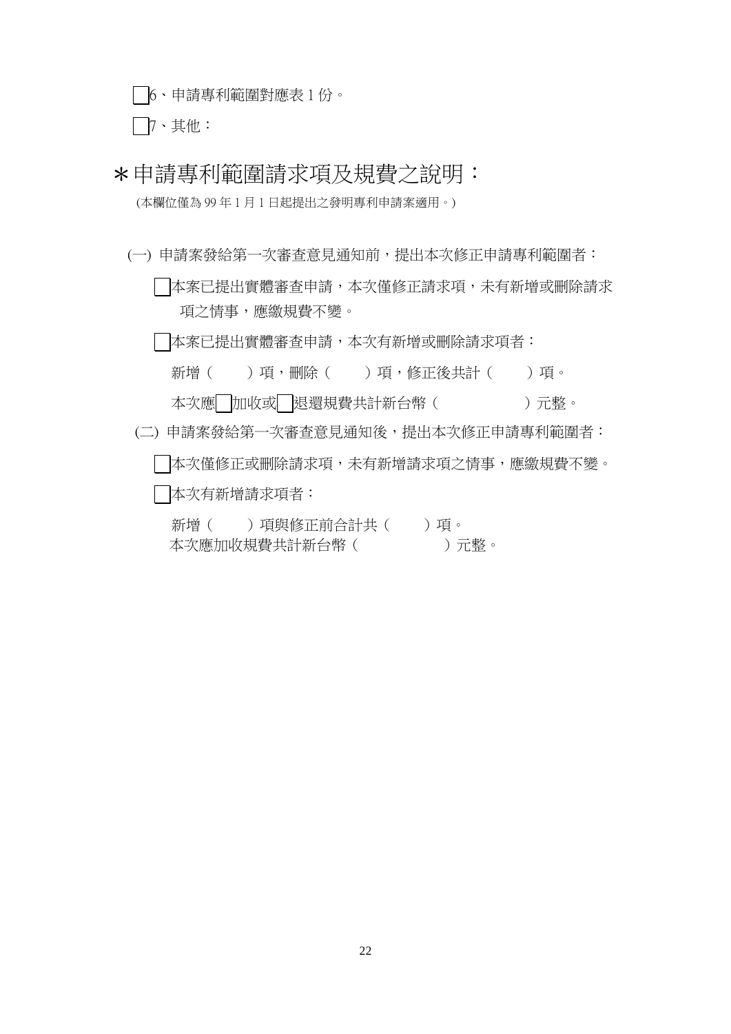□6、申請專利範圍對應表 1 份。

□7、其他：

# ＊申請專利範圍請求項及規費之說明：

(本欄位僅為 99 年 1 月 1 日起提出之發明專利申請案適用。)

(一) 申請案發給第一次審查意見通知前，提出本次修正申請專利範圍者：

□本案已提出實體審查申請，本次僅修正請求項，未有新增或刪除請求項之情事，應繳規費不變。

□本案已提出實體審查申請，本次有新增或刪除請求項者：

新增（　　）項，刪除（　　）項，修正後共計（　　）項。

本次應□加收或□退還規費共計新台幣（　　　　　　）元整。

(二) 申請案發給第一次審查意見通知後，提出本次修正申請專利範圍者：

□本次僅修正或刪除請求項，未有新增請求項之情事，應繳規費不變。

□本次有新增請求項者：

新增（　　）項與修正前合計共（　　）項。
本次應加收規費共計新台幣（　　　　　　）元整。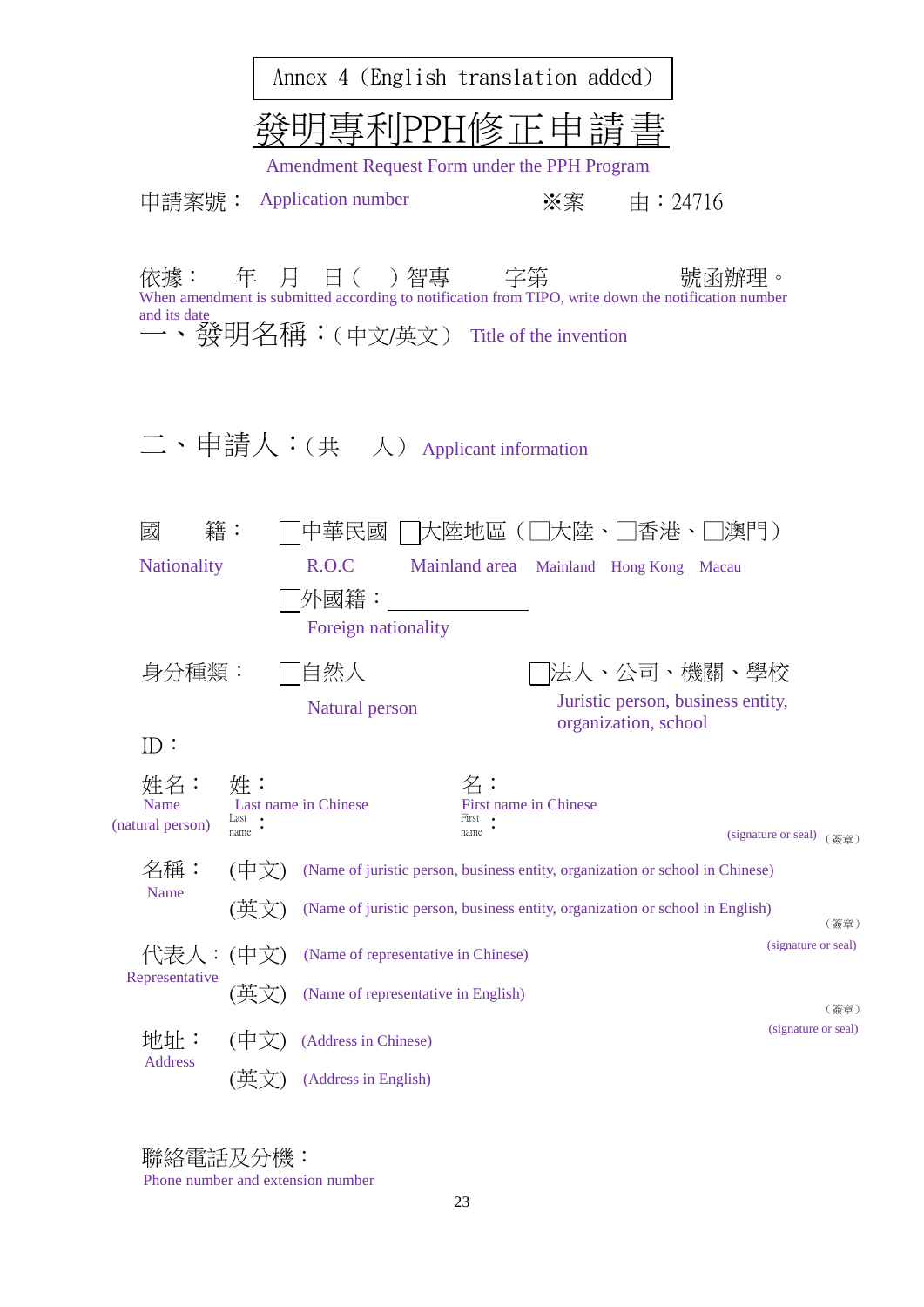Annex 4 (English translation added)

# 發明專利PPH修正申請書

Amendment Request Form under the PPH Program

申請案號： Application number　　　　　　※案　　由：24716

依據：　年　月　日（　）智專　　字第　　　　　　號函辦理。
When amendment is submitted according to notification from TIPO, write down the notification number and its date

一、發明名稱：（中文/英文） Title of the invention

二、申請人：（共　　人） Applicant information

國　　籍： ☐中華民國 ☐大陸地區（☐大陸、☐香港、☐澳門）
Nationality　　R.O.C　　Mainland area　Mainland　Hong Kong　Macau

☐外國籍：＿＿＿＿＿＿＿＿
Foreign nationality

身分種類： ☐自然人　　　　☐法人、公司、機關、學校
Natural person　　　　Juristic person, business entity, organization, school

ID：

姓名：　姓：　　　　　　　　名：
Name (natural person)　Last name in Chinese　　First name in Chinese
Last name：　　　　　　　　First name：　　　　　　(signature or seal)（簽章）

名稱：（中文） (Name of juristic person, business entity, organization or school in Chinese)
Name　（英文） (Name of juristic person, business entity, organization or school in English)
（簽章）(signature or seal)

代表人：（中文） (Name of representative in Chinese)
Representative　（英文） (Name of representative in English)
（簽章）(signature or seal)

地址：（中文） (Address in Chinese)
Address　（英文） (Address in English)

聯絡電話及分機：
Phone number and extension number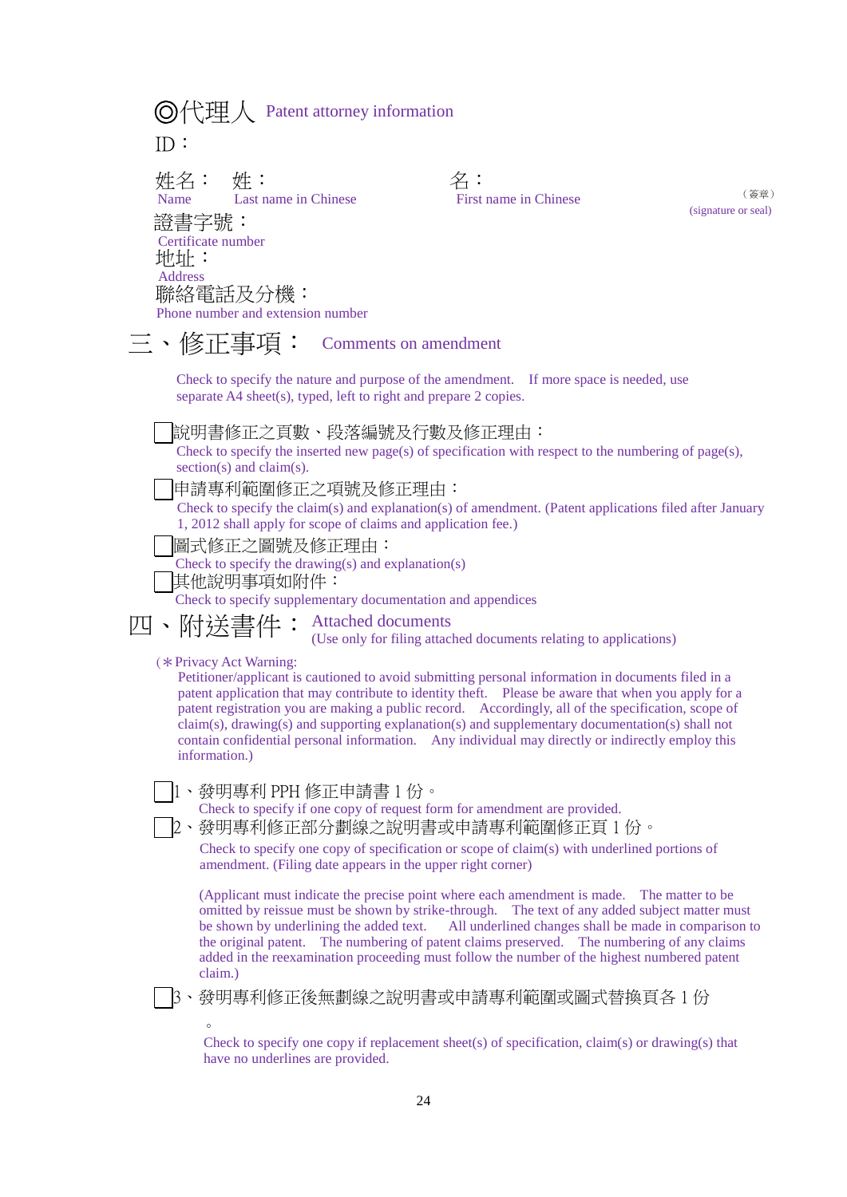◎代理人 Patent attorney information

ID：

姓名： 姓： 名：

Name Last name in Chinese First name in Chinese

（簽章）
(signature or seal)

證書字號：
Certificate number

地址：
Address

聯絡電話及分機：
Phone number and extension number

## 三、修正事項： Comments on amendment

Check to specify the nature and purpose of the amendment. If more space is needed, use separate A4 sheet(s), typed, left to right and prepare 2 copies.

☐說明書修正之頁數、段落編號及行數及修正理由：
Check to specify the inserted new page(s) of specification with respect to the numbering of page(s), section(s) and claim(s).

☐申請專利範圍修正之項號及修正理由：
Check to specify the claim(s) and explanation(s) of amendment. (Patent applications filed after January 1, 2012 shall apply for scope of claims and application fee.)

☐圖式修正之圖號及修正理由：
Check to specify the drawing(s) and explanation(s)

☐其他說明事項如附件：
Check to specify supplementary documentation and appendices

## 四、附送書件： Attached documents

(Use only for filing attached documents relating to applications)

(＊Privacy Act Warning:
Petitioner/applicant is cautioned to avoid submitting personal information in documents filed in a patent application that may contribute to identity theft. Please be aware that when you apply for a patent registration you are making a public record. Accordingly, all of the specification, scope of claim(s), drawing(s) and supporting explanation(s) and supplementary documentation(s) shall not contain confidential personal information. Any individual may directly or indirectly employ this information.)

☐1、發明專利 PPH 修正申請書 1 份。
Check to specify if one copy of request form for amendment are provided.

☐2、發明專利修正部分劃線之說明書或申請專利範圍修正頁 1 份。
Check to specify one copy of specification or scope of claim(s) with underlined portions of amendment. (Filing date appears in the upper right corner)

(Applicant must indicate the precise point where each amendment is made. The matter to be omitted by reissue must be shown by strike-through. The text of any added subject matter must be shown by underlining the added text. All underlined changes shall be made in comparison to the original patent. The numbering of patent claims preserved. The numbering of any claims added in the reexamination proceeding must follow the number of the highest numbered patent claim.)

☐3、發明專利修正後無劃線之說明書或申請專利範圍或圖式替換頁各 1 份。
Check to specify one copy if replacement sheet(s) of specification, claim(s) or drawing(s) that have no underlines are provided.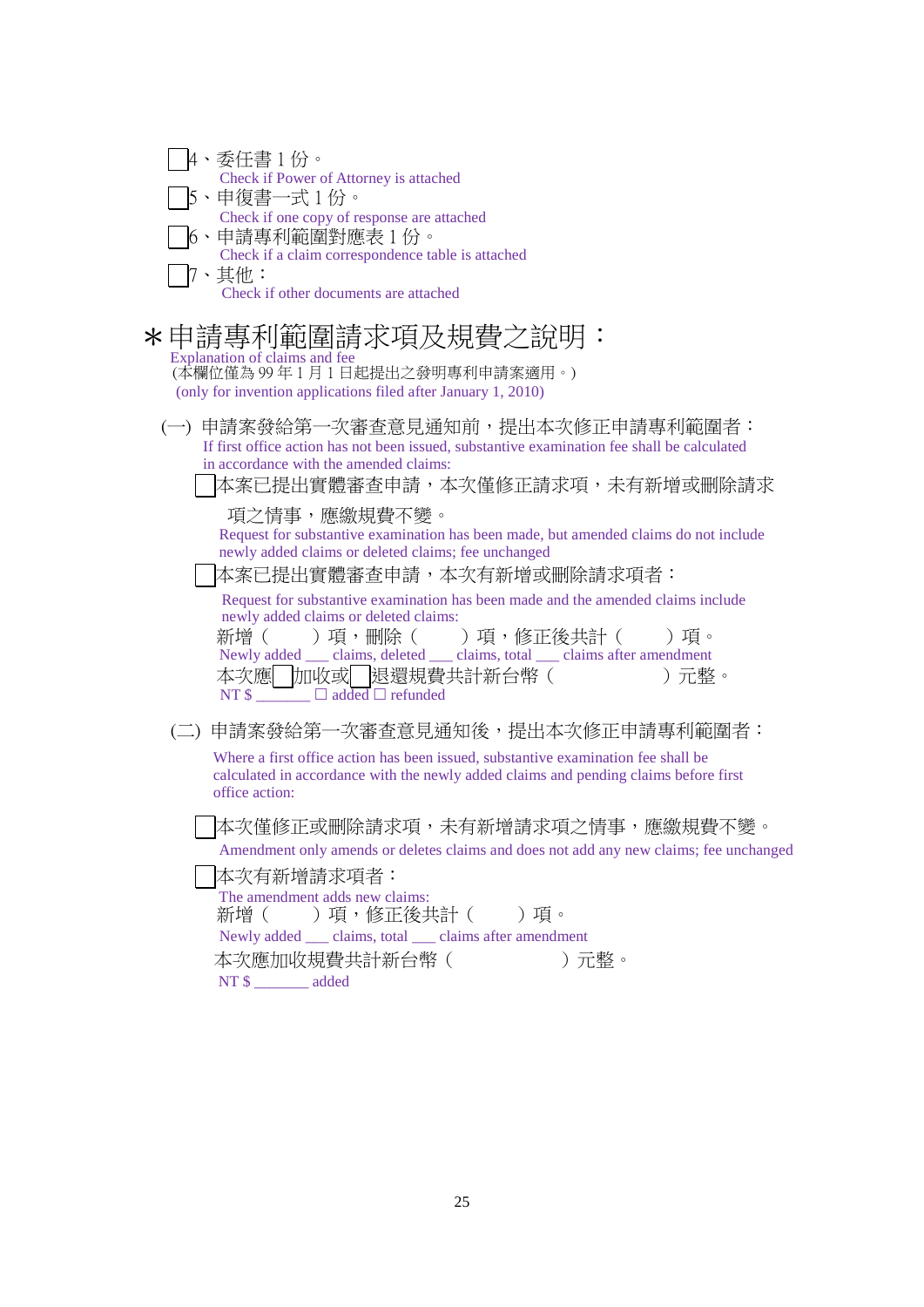□4、委任書 1 份。
Check if Power of Attorney is attached

□5、申復書一式 1 份。
Check if one copy of response are attached

□6、申請專利範圍對應表 1 份。
Check if a claim correspondence table is attached

□7、其他：
Check if other documents are attached

## ＊申請專利範圍請求項及規費之說明：

Explanation of claims and fee
(本欄位僅為 99 年 1 月 1 日起提出之發明專利申請案適用。)
(only for invention applications filed after January 1, 2010)

(一) 申請案發給第一次審查意見通知前，提出本次修正申請專利範圍者：
If first office action has not been issued, substantive examination fee shall be calculated in accordance with the amended claims:

□本案已提出實體審查申請，本次僅修正請求項，未有新增或刪除請求項之情事，應繳規費不變。
Request for substantive examination has been made, but amended claims do not include newly added claims or deleted claims; fee unchanged

□本案已提出實體審查申請，本次有新增或刪除請求項者：
Request for substantive examination has been made and the amended claims include newly added claims or deleted claims:

新增（　　）項，刪除（　　）項，修正後共計（　　）項。
Newly added ___ claims, deleted ___ claims, total ___ claims after amendment

本次應□加收或□退還規費共計新台幣（　　　　　　　）元整。
NT $ _______ □ added □ refunded

(二) 申請案發給第一次審查意見通知後，提出本次修正申請專利範圍者：

Where a first office action has been issued, substantive examination fee shall be calculated in accordance with the newly added claims and pending claims before first office action:

□本次僅修正或刪除請求項，未有新增請求項之情事，應繳規費不變。
Amendment only amends or deletes claims and does not add any new claims; fee unchanged

□本次有新增請求項者：
The amendment adds new claims:

新增（　　）項，修正後共計（　　）項。
Newly added ___ claims, total ___ claims after amendment

本次應加收規費共計新台幣（　　　　　　　）元整。
NT $ _______ added